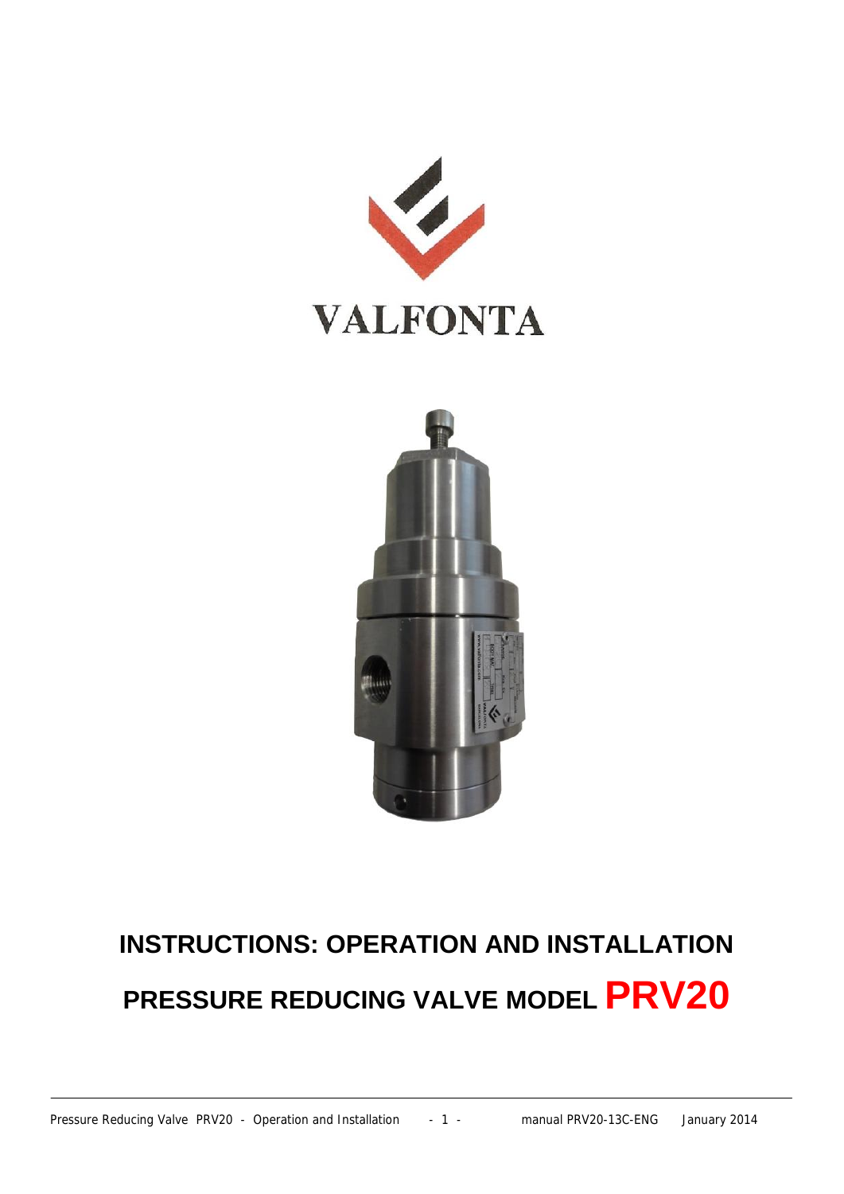VALFONTA

# INSTRUCTIONS: OPERATION AND INSTALLATION

# PRESSURE REDUCING VALVE MODEL PRV20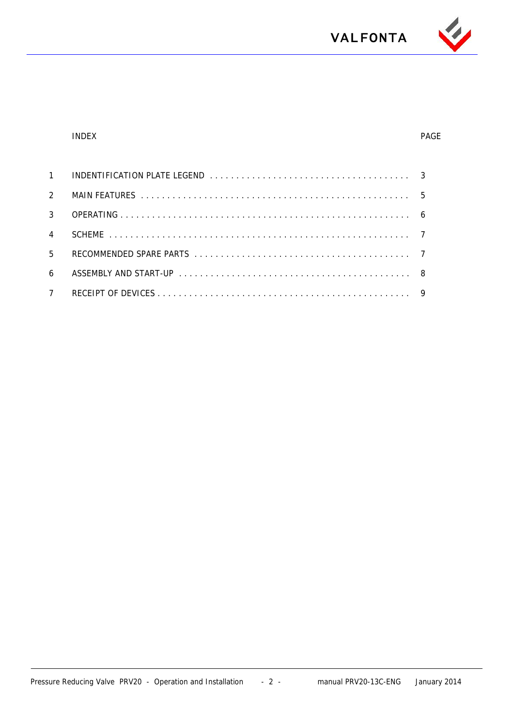| | INDEX | PAGE |
|---|---|---|
| 1 | INDENTIFICATION PLATE LEGEND | 3 |
| 2 | MAIN FEATURES | 5 |
| 3 | OPERATING | 6 |
| 4 | SCHEME | 7 |
| 5 | RECOMMENDED SPARE PARTS | 7 |
| 6 | ASSEMBLY AND START-UP | 8 |
| 7 | RECEIPT OF DEVICES | 9 |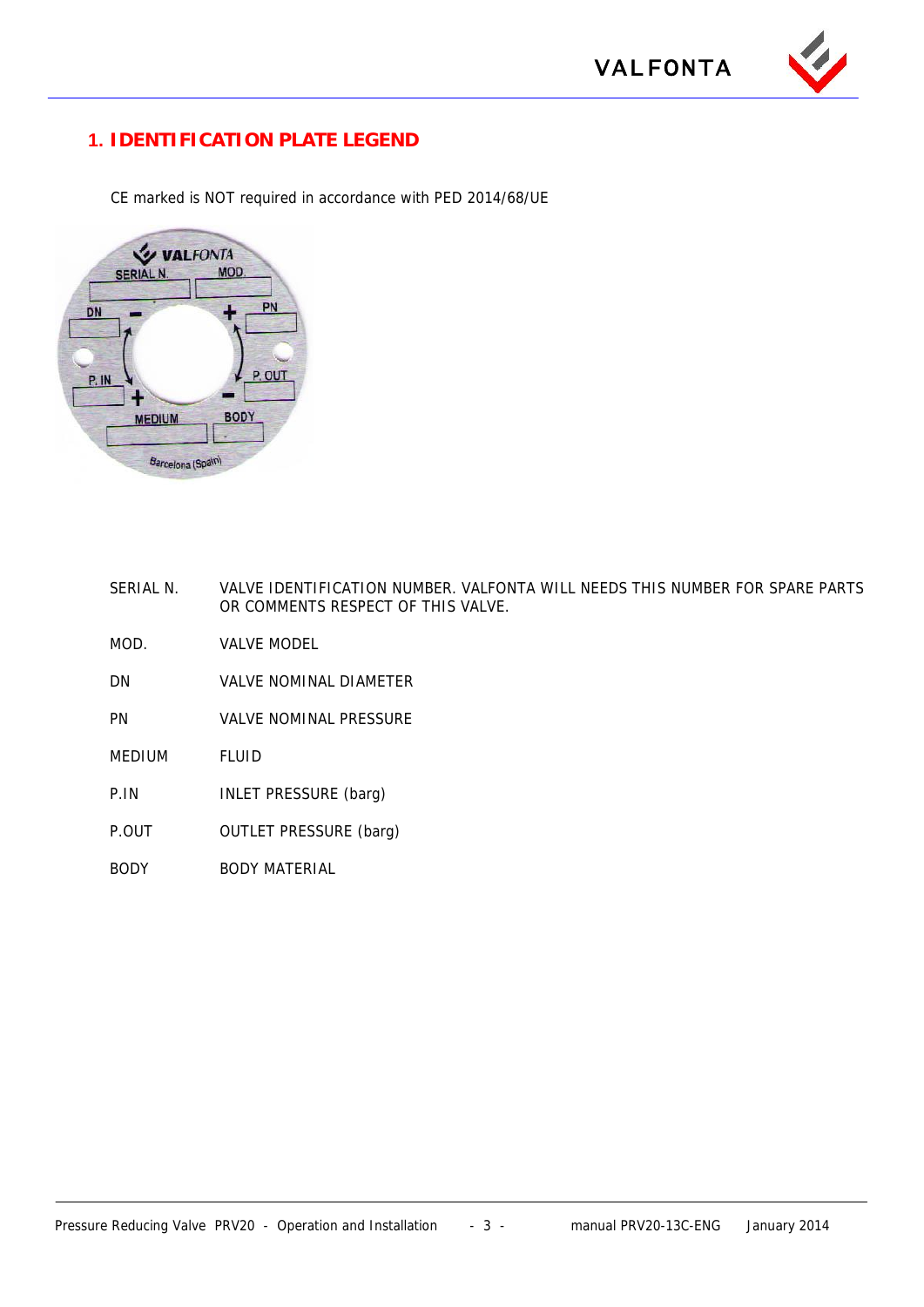## 1. IDENTIFICATION PLATE LEGEND

CE marked is NOT required in accordance with PED 2014/68/UE

| | |
|---|---|
| SERIAL N. | VALVE IDENTIFICATION NUMBER. VALFONTA WILL NEEDS THIS NUMBER FOR SPARE PARTS OR COMMENTS RESPECT OF THIS VALVE. |
| MOD. | VALVE MODEL |
| DN | VALVE NOMINAL DIAMETER |
| PN | VALVE NOMINAL PRESSURE |
| MEDIUM | FLUID |
| P.IN | INLET PRESSURE (barg) |
| P.OUT | OUTLET PRESSURE (barg) |
| BODY | BODY MATERIAL |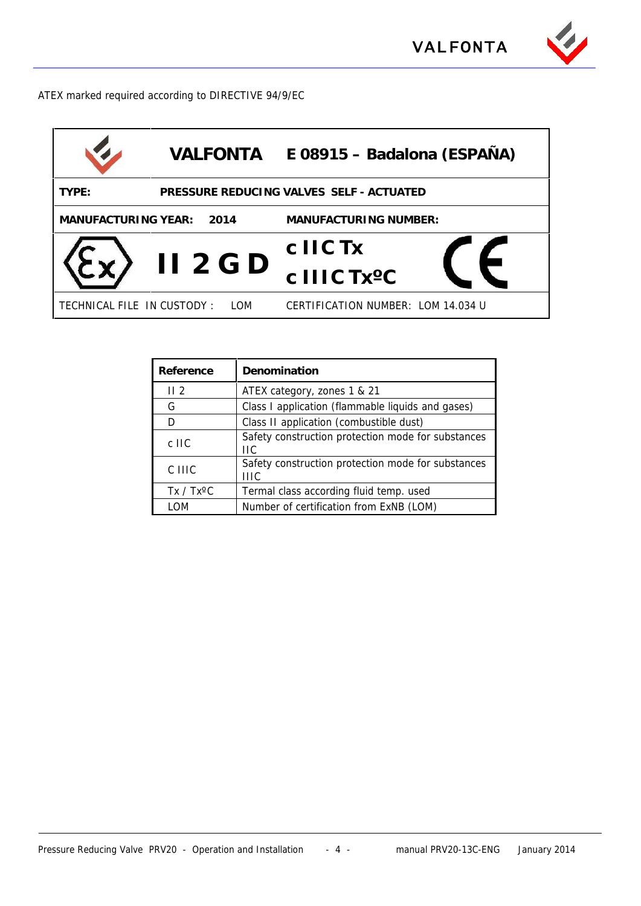ATEX marked required according to DIRECTIVE 94/9/EC

| | VALFONTA | E 08915 – Badalona (ESPAÑA) |
|---|---|---|
| TYPE: | PRESSURE REDUCING VALVES SELF - ACTUATED | |
| MANUFACTURING YEAR: | 2014 | MANUFACTURING NUMBER: |
| Ex | II 2 G D | c IIC Tx<br>c IIIC TxºC &nbsp;&nbsp; CE |
| TECHNICAL FILE IN CUSTODY : | LOM | CERTIFICATION NUMBER: LOM 14.034 U |

| Reference | Denomination |
|---|---|
| II 2 | ATEX category, zones 1 & 21 |
| G | Class I application (flammable liquids and gases) |
| D | Class II application (combustible dust) |
| c IIC | Safety construction protection mode for substances IIC |
| C IIIC | Safety construction protection mode for substances IIIC |
| Tx / TxºC | Termal class according fluid temp. used |
| LOM | Number of certification from ExNB (LOM) |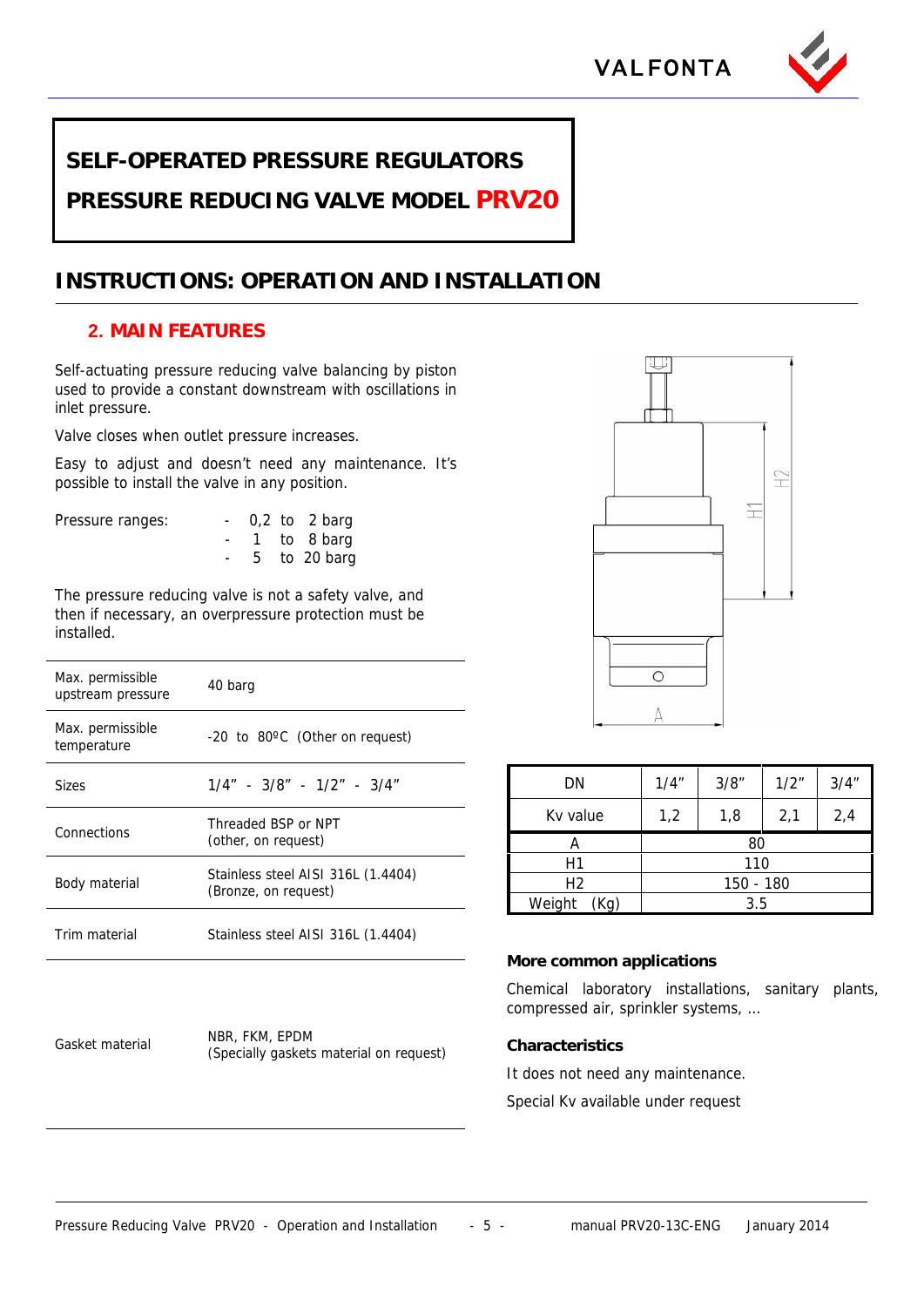# SELF-OPERATED PRESSURE REGULATORS

# PRESSURE REDUCING VALVE MODEL PRV20

## INSTRUCTIONS: OPERATION AND INSTALLATION

### 2. MAIN FEATURES

Self-actuating pressure reducing valve balancing by piston used to provide a constant downstream with oscillations in inlet pressure.

Valve closes when outlet pressure increases.

Easy to adjust and doesn't need any maintenance. It's possible to install the valve in any position.

Pressure ranges:
- 0,2 to 2 barg
- 1 to 8 barg
- 5 to 20 barg

The pressure reducing valve is not a safety valve, and then if necessary, an overpressure protection must be installed.

| | |
|---|---|
| Max. permissible upstream pressure | 40 barg |
| Max. permissible temperature | -20 to 80ºC (Other on request) |
| Sizes | 1/4" - 3/8" - 1/2" - 3/4" |
| Connections | Threaded BSP or NPT (other, on request) |
| Body material | Stainless steel AISI 316L (1.4404) (Bronze, on request) |
| Trim material | Stainless steel AISI 316L (1.4404) |
| Gasket material | NBR, FKM, EPDM (Specially gaskets material on request) |

| DN | 1/4" | 3/8" | 1/2" | 3/4" |
|---|---|---|---|---|
| Kv value | 1,2 | 1,8 | 2,1 | 2,4 |
| A | 80 | | | |
| H1 | 110 | | | |
| H2 | 150 - 180 | | | |
| Weight (Kg) | 3.5 | | | |

**More common applications**

Chemical laboratory installations, sanitary plants, compressed air, sprinkler systems, ...

**Characteristics**

It does not need any maintenance.

Special Kv available under request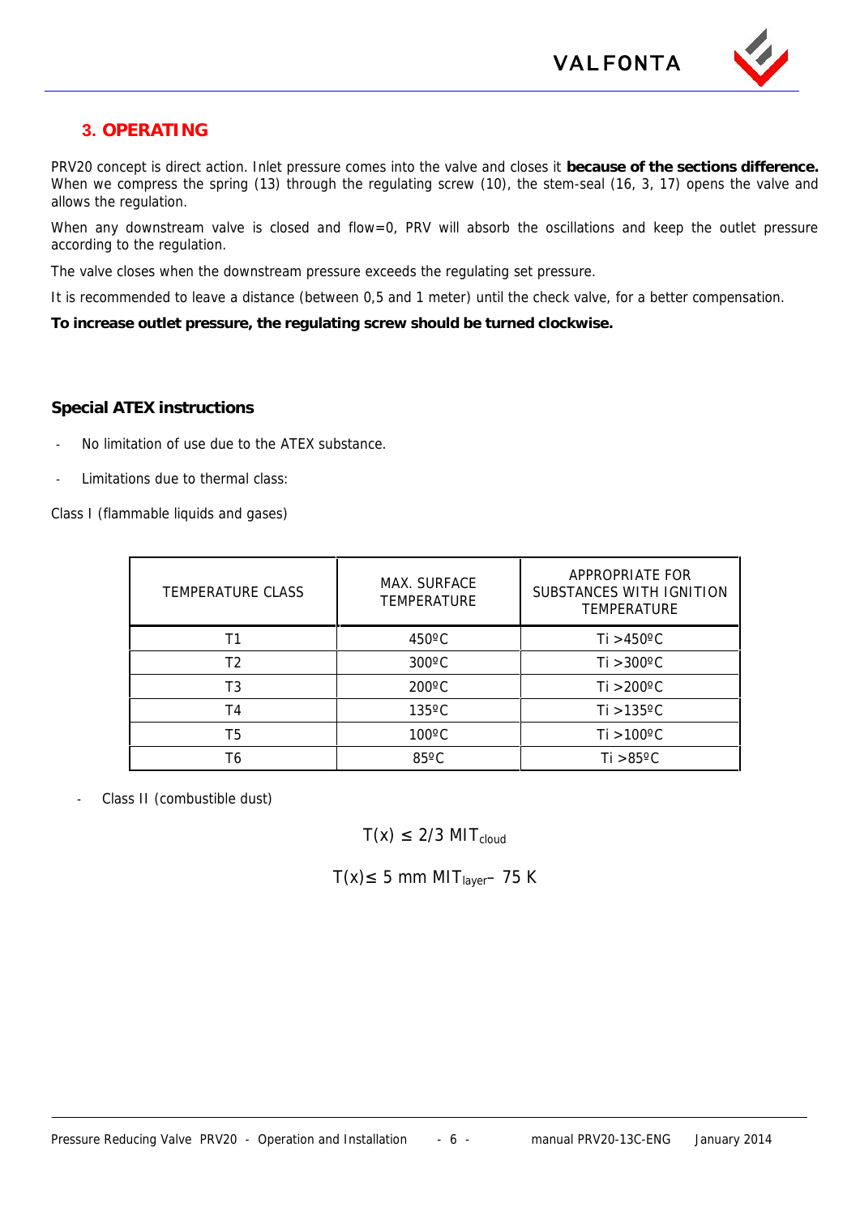## 3. OPERATING

PRV20 concept is direct action. Inlet pressure comes into the valve and closes it **because of the sections difference.** When we compress the spring (13) through the regulating screw (10), the stem-seal (16, 3, 17) opens the valve and allows the regulation.

When any downstream valve is closed and flow=0, PRV will absorb the oscillations and keep the outlet pressure according to the regulation.

The valve closes when the downstream pressure exceeds the regulating set pressure.

It is recommended to leave a distance (between 0,5 and 1 meter) until the check valve, for a better compensation.

**To increase outlet pressure, the regulating screw should be turned clockwise.**

### Special ATEX instructions

- No limitation of use due to the ATEX substance.
- Limitations due to thermal class:

Class I (flammable liquids and gases)

| TEMPERATURE CLASS | MAX. SURFACE TEMPERATURE | APPROPRIATE FOR SUBSTANCES WITH IGNITION TEMPERATURE |
|---|---|---|
| T1 | 450ºC | Ti >450ºC |
| T2 | 300ºC | Ti >300ºC |
| T3 | 200ºC | Ti >200ºC |
| T4 | 135ºC | Ti >135ºC |
| T5 | 100ºC | Ti >100ºC |
| T6 | 85ºC | Ti >85ºC |

- Class II (combustible dust)

$$T(x) \leq 2/3\ MIT_{cloud}$$

$$T(x) \leq 5\text{ mm } MIT_{layer} - 75\text{ K}$$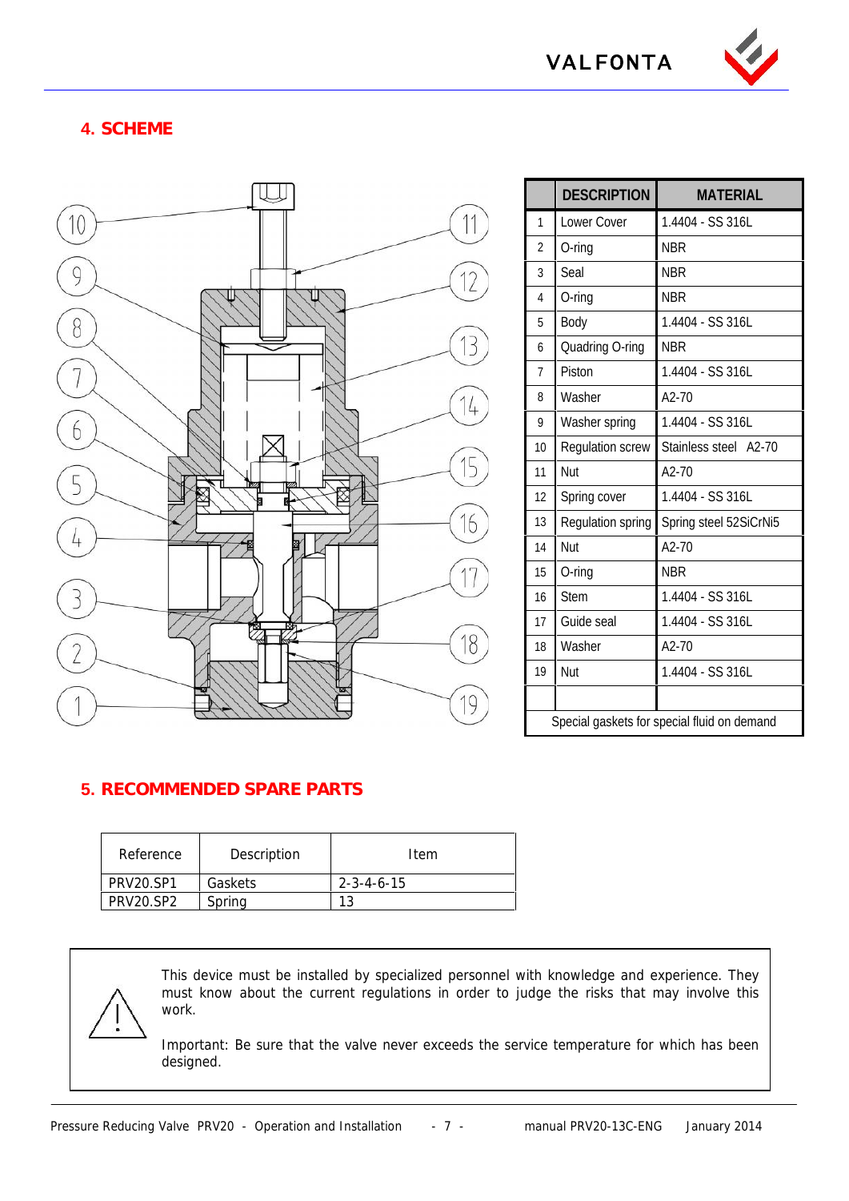## 4. SCHEME

|  | DESCRIPTION | MATERIAL |
|---|---|---|
| 1 | Lower Cover | 1.4404 - SS 316L |
| 2 | O-ring | NBR |
| 3 | Seal | NBR |
| 4 | O-ring | NBR |
| 5 | Body | 1.4404 - SS 316L |
| 6 | Quadring O-ring | NBR |
| 7 | Piston | 1.4404 - SS 316L |
| 8 | Washer | A2-70 |
| 9 | Washer spring | 1.4404 - SS 316L |
| 10 | Regulation screw | Stainless steel A2-70 |
| 11 | Nut | A2-70 |
| 12 | Spring cover | 1.4404 - SS 316L |
| 13 | Regulation spring | Spring steel 52SiCrNi5 |
| 14 | Nut | A2-70 |
| 15 | O-ring | NBR |
| 16 | Stem | 1.4404 - SS 316L |
| 17 | Guide seal | 1.4404 - SS 316L |
| 18 | Washer | A2-70 |
| 19 | Nut | 1.4404 - SS 316L |
|  |  |  |
| Special gaskets for special fluid on demand | | |

## 5. RECOMMENDED SPARE PARTS

| Reference | Description | Item |
|---|---|---|
| PRV20.SP1 | Gaskets | 2-3-4-6-15 |
| PRV20.SP2 | Spring | 13 |

This device must be installed by specialized personnel with knowledge and experience. They must know about the current regulations in order to judge the risks that may involve this work.

Important: Be sure that the valve never exceeds the service temperature for which has been designed.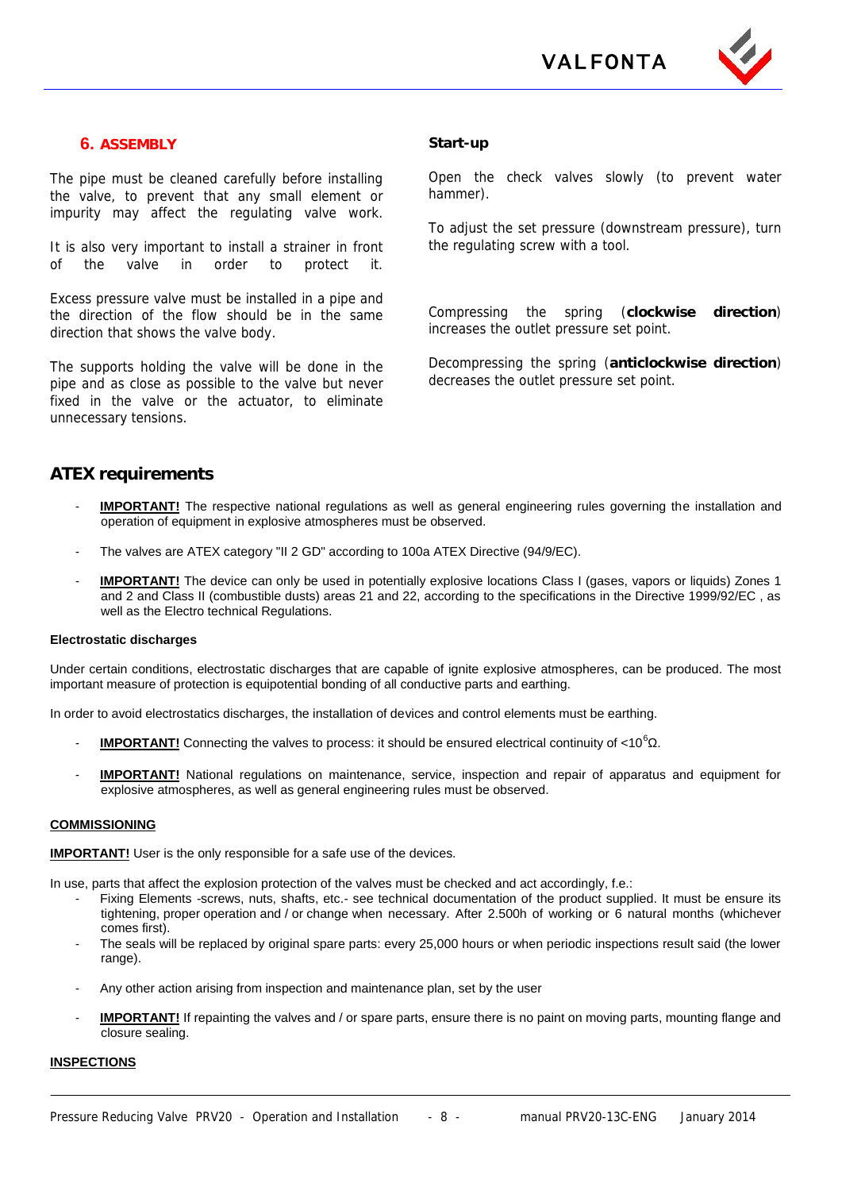## 6. ASSEMBLY

The pipe must be cleaned carefully before installing the valve, to prevent that any small element or impurity may affect the regulating valve work.

It is also very important to install a strainer in front of the valve in order to protect it.

Excess pressure valve must be installed in a pipe and the direction of the flow should be in the same direction that shows the valve body.

The supports holding the valve will be done in the pipe and as close as possible to the valve but never fixed in the valve or the actuator, to eliminate unnecessary tensions.

**Start-up**

Open the check valves slowly (to prevent water hammer).

To adjust the set pressure (downstream pressure), turn the regulating screw with a tool.

Compressing the spring (**clockwise direction**) increases the outlet pressure set point.

Decompressing the spring (**anticlockwise direction**) decreases the outlet pressure set point.

## ATEX requirements

- **IMPORTANT!** The respective national regulations as well as general engineering rules governing the installation and operation of equipment in explosive atmospheres must be observed.
- The valves are ATEX category "II 2 GD" according to 100a ATEX Directive (94/9/EC).
- **IMPORTANT!** The device can only be used in potentially explosive locations Class I (gases, vapors or liquids) Zones 1 and 2 and Class II (combustible dusts) areas 21 and 22, according to the specifications in the Directive 1999/92/EC , as well as the Electro technical Regulations.

#### Electrostatic discharges

Under certain conditions, electrostatic discharges that are capable of ignite explosive atmospheres, can be produced. The most important measure of protection is equipotential bonding of all conductive parts and earthing.

In order to avoid electrostatics discharges, the installation of devices and control elements must be earthing.

- **IMPORTANT!** Connecting the valves to process: it should be ensured electrical continuity of $<10^6\Omega$.
- **IMPORTANT!** National regulations on maintenance, service, inspection and repair of apparatus and equipment for explosive atmospheres, as well as general engineering rules must be observed.

#### COMMISSIONING

**IMPORTANT!** User is the only responsible for a safe use of the devices.

In use, parts that affect the explosion protection of the valves must be checked and act accordingly, f.e.:

- Fixing Elements -screws, nuts, shafts, etc.- see technical documentation of the product supplied. It must be ensure its tightening, proper operation and / or change when necessary. After 2.500h of working or 6 natural months (whichever comes first).
- The seals will be replaced by original spare parts: every 25,000 hours or when periodic inspections result said (the lower range).
- Any other action arising from inspection and maintenance plan, set by the user
- **IMPORTANT!** If repainting the valves and / or spare parts, ensure there is no paint on moving parts, mounting flange and closure sealing.

#### INSPECTIONS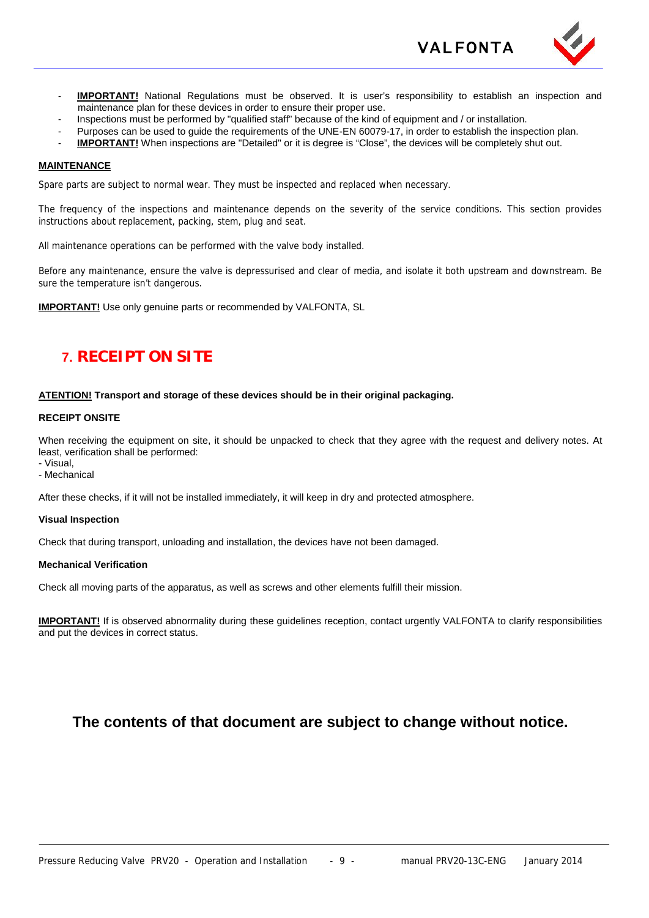- **IMPORTANT!** National Regulations must be observed. It is user's responsibility to establish an inspection and maintenance plan for these devices in order to ensure their proper use.
- Inspections must be performed by "qualified staff" because of the kind of equipment and / or installation.
- Purposes can be used to guide the requirements of the UNE-EN 60079-17, in order to establish the inspection plan.
- **IMPORTANT!** When inspections are "Detailed" or it is degree is "Close", the devices will be completely shut out.

**MAINTENANCE**

Spare parts are subject to normal wear. They must be inspected and replaced when necessary.

The frequency of the inspections and maintenance depends on the severity of the service conditions. This section provides instructions about replacement, packing, stem, plug and seat.

All maintenance operations can be performed with the valve body installed.

Before any maintenance, ensure the valve is depressurised and clear of media, and isolate it both upstream and downstream. Be sure the temperature isn't dangerous.

**IMPORTANT!** Use only genuine parts or recommended by VALFONTA, SL

## 7. RECEIPT ON SITE

**ATENTION! Transport and storage of these devices should be in their original packaging.**

**RECEIPT ONSITE**

When receiving the equipment on site, it should be unpacked to check that they agree with the request and delivery notes. At least, verification shall be performed:
- Visual,
- Mechanical

After these checks, if it will not be installed immediately, it will keep in dry and protected atmosphere.

**Visual Inspection**

Check that during transport, unloading and installation, the devices have not been damaged.

**Mechanical Verification**

Check all moving parts of the apparatus, as well as screws and other elements fulfill their mission.

**IMPORTANT!** If is observed abnormality during these guidelines reception, contact urgently VALFONTA to clarify responsibilities and put the devices in correct status.

**The contents of that document are subject to change without notice.**